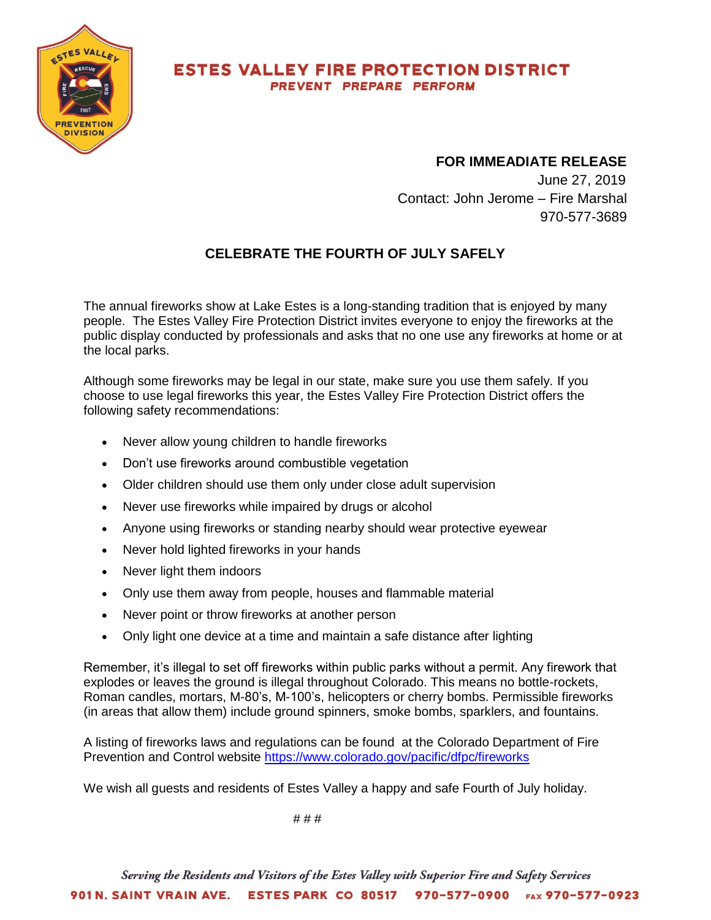# ESTES VALLEY FIRE PROTECTION DISTRICT

***PREVENT PREPARE PERFORM***

**FOR IMMEADIATE RELEASE**

June 27, 2019

Contact: John Jerome – Fire Marshal

970-577-3689

## CELEBRATE THE FOURTH OF JULY SAFELY

The annual fireworks show at Lake Estes is a long-standing tradition that is enjoyed by many people. The Estes Valley Fire Protection District invites everyone to enjoy the fireworks at the public display conducted by professionals and asks that no one use any fireworks at home or at the local parks.

Although some fireworks may be legal in our state, make sure you use them safely. If you choose to use legal fireworks this year, the Estes Valley Fire Protection District offers the following safety recommendations:

- Never allow young children to handle fireworks
- Don't use fireworks around combustible vegetation
- Older children should use them only under close adult supervision
- Never use fireworks while impaired by drugs or alcohol
- Anyone using fireworks or standing nearby should wear protective eyewear
- Never hold lighted fireworks in your hands
- Never light them indoors
- Only use them away from people, houses and flammable material
- Never point or throw fireworks at another person
- Only light one device at a time and maintain a safe distance after lighting

Remember, it's illegal to set off fireworks within public parks without a permit. Any firework that explodes or leaves the ground is illegal throughout Colorado. This means no bottle-rockets, Roman candles, mortars, M-80's, M-100's, helicopters or cherry bombs. Permissible fireworks (in areas that allow them) include ground spinners, smoke bombs, sparklers, and fountains.

A listing of fireworks laws and regulations can be found at the Colorado Department of Fire Prevention and Control website https://www.colorado.gov/pacific/dfpc/fireworks

We wish all guests and residents of Estes Valley a happy and safe Fourth of July holiday.

# # #

*Serving the Residents and Visitors of the Estes Valley with Superior Fire and Safety Services*

901 N. SAINT VRAIN AVE. ESTES PARK CO 80517 970-577-0900 FAX 970-577-0923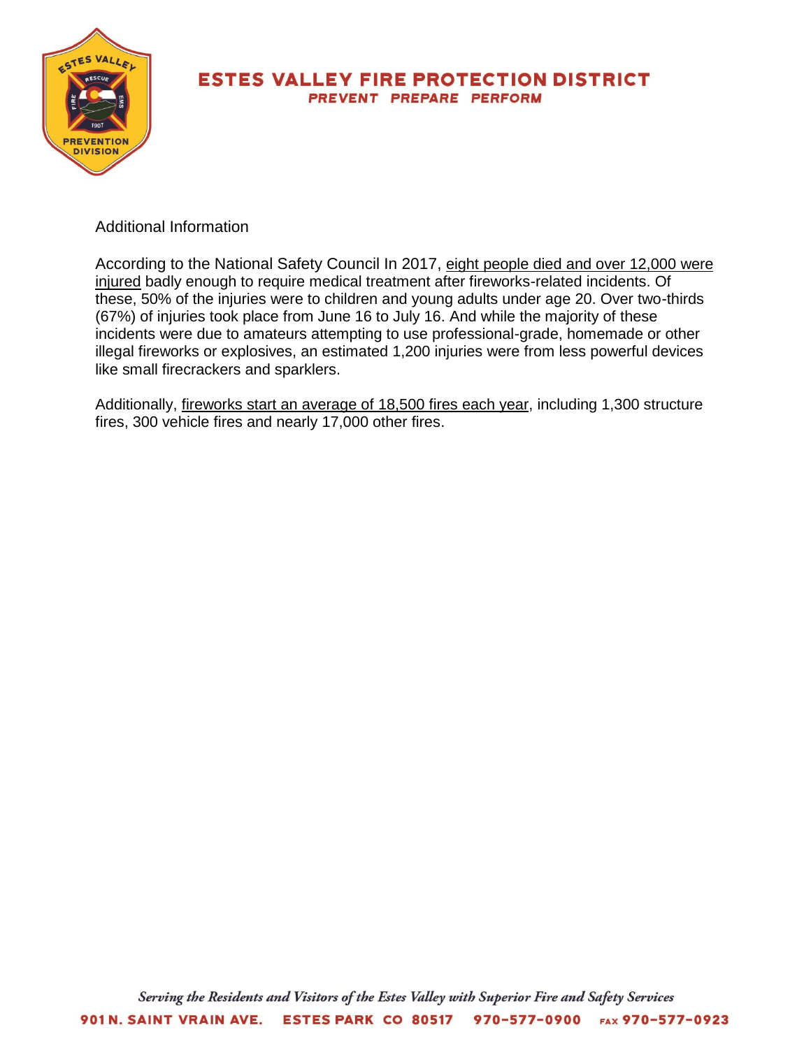Additional Information

According to the National Safety Council In 2017, eight people died and over 12,000 were injured badly enough to require medical treatment after fireworks-related incidents. Of these, 50% of the injuries were to children and young adults under age 20. Over two-thirds (67%) of injuries took place from June 16 to July 16. And while the majority of these incidents were due to amateurs attempting to use professional-grade, homemade or other illegal fireworks or explosives, an estimated 1,200 injuries were from less powerful devices like small firecrackers and sparklers.

Additionally, fireworks start an average of 18,500 fires each year, including 1,300 structure fires, 300 vehicle fires and nearly 17,000 other fires.